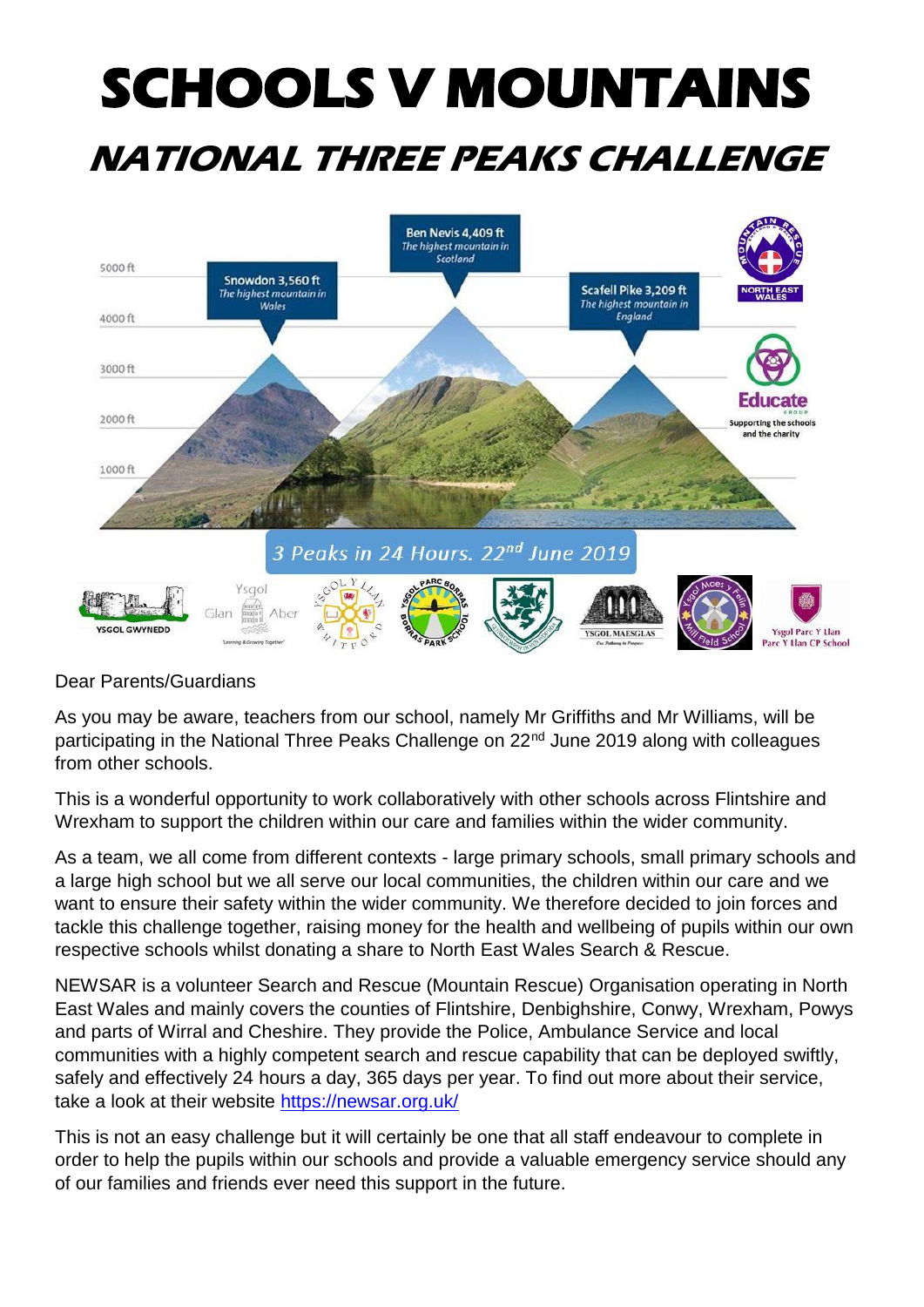# SCHOOLS V MOUNTAINS

## NATIONAL THREE PEAKS CHALLENGE

Snowdon 3,560 ft
*The highest mountain in Wales*

Ben Nevis 4,409 ft
*The highest mountain in Scotland*

Scafell Pike 3,209 ft
*The highest mountain in England*

Educate — Supporting the schools and the charity

*3 Peaks in 24 Hours. 22nd June 2019*

Dear Parents/Guardians

As you may be aware, teachers from our school, namely Mr Griffiths and Mr Williams, will be participating in the National Three Peaks Challenge on 22nd June 2019 along with colleagues from other schools.

This is a wonderful opportunity to work collaboratively with other schools across Flintshire and Wrexham to support the children within our care and families within the wider community.

As a team, we all come from different contexts - large primary schools, small primary schools and a large high school but we all serve our local communities, the children within our care and we want to ensure their safety within the wider community. We therefore decided to join forces and tackle this challenge together, raising money for the health and wellbeing of pupils within our own respective schools whilst donating a share to North East Wales Search & Rescue.

NEWSAR is a volunteer Search and Rescue (Mountain Rescue) Organisation operating in North East Wales and mainly covers the counties of Flintshire, Denbighshire, Conwy, Wrexham, Powys and parts of Wirral and Cheshire. They provide the Police, Ambulance Service and local communities with a highly competent search and rescue capability that can be deployed swiftly, safely and effectively 24 hours a day, 365 days per year. To find out more about their service, take a look at their website https://newsar.org.uk/

This is not an easy challenge but it will certainly be one that all staff endeavour to complete in order to help the pupils within our schools and provide a valuable emergency service should any of our families and friends ever need this support in the future.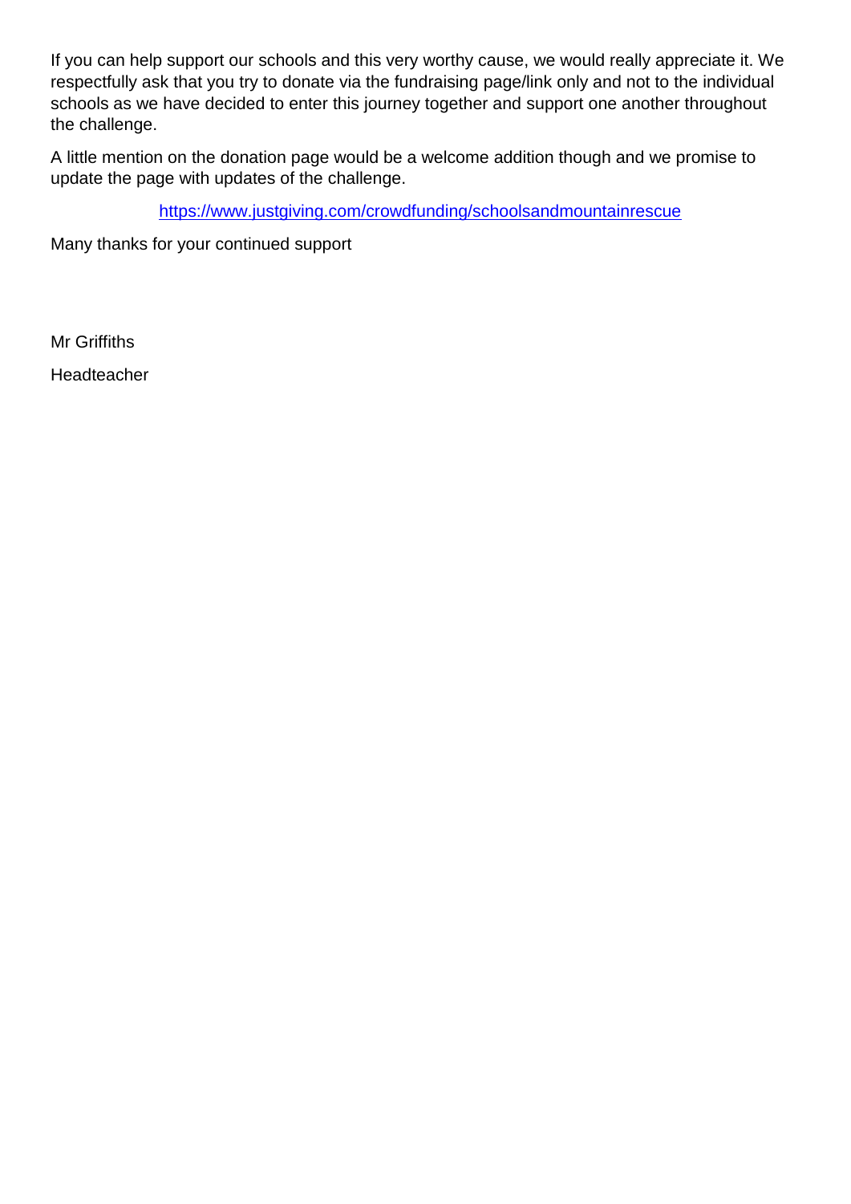If you can help support our schools and this very worthy cause, we would really appreciate it. We respectfully ask that you try to donate via the fundraising page/link only and not to the individual schools as we have decided to enter this journey together and support one another throughout the challenge.

A little mention on the donation page would be a welcome addition though and we promise to update the page with updates of the challenge.

https://www.justgiving.com/crowdfunding/schoolsandmountainrescue

Many thanks for your continued support

Mr Griffiths

Headteacher